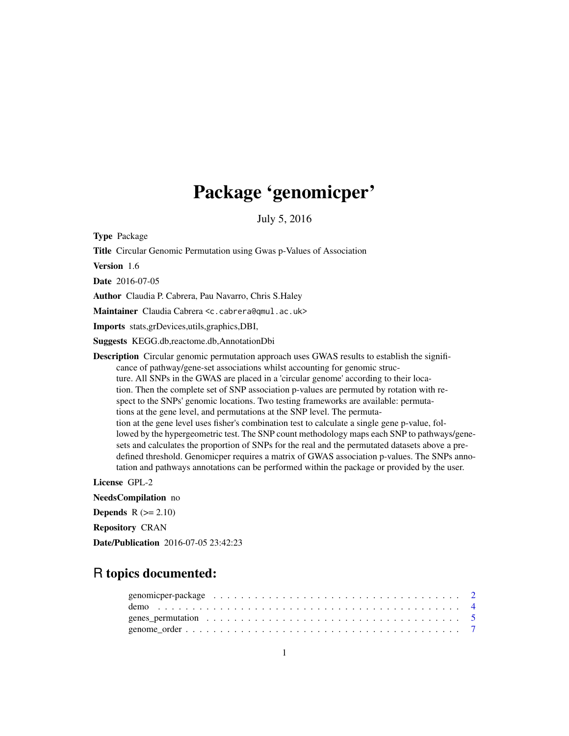# Package 'genomicper'

July 5, 2016

**Type** Package

**Title** Circular Genomic Permutation using Gwas p-Values of Association

**Version** 1.6

**Date** 2016-07-05

**Author** Claudia P. Cabrera, Pau Navarro, Chris S.Haley

**Maintainer** Claudia Cabrera <c.cabrera@qmul.ac.uk>

**Imports** stats,grDevices,utils,graphics,DBI,

**Suggests** KEGG.db,reactome.db,AnnotationDbi

**Description** Circular genomic permutation approach uses GWAS results to establish the significance of pathway/gene-set associations whilst accounting for genomic structure. All SNPs in the GWAS are placed in a 'circular genome' according to their location. Then the complete set of SNP association p-values are permuted by rotation with respect to the SNPs' genomic locations. Two testing frameworks are available: permutations at the gene level, and permutations at the SNP level. The permutation at the gene level uses fisher's combination test to calculate a single gene p-value, followed by the hypergeometric test. The SNP count methodology maps each SNP to pathways/gene-sets and calculates the proportion of SNPs for the real and the permutated datasets above a pre-defined threshold. Genomicper requires a matrix of GWAS association p-values. The SNPs annotation and pathways annotations can be performed within the package or provided by the user.

**License** GPL-2

**NeedsCompilation** no

**Depends** R (>= 2.10)

**Repository** CRAN

**Date/Publication** 2016-07-05 23:42:23

## R topics documented:

- genomicper-package . . . . . . . . . . . . . . . . . . . . . . . . . . . . . . . . . . . . . . 2
- demo . . . . . . . . . . . . . . . . . . . . . . . . . . . . . . . . . . . . . . . . . . . . . 4
- genes_permutation . . . . . . . . . . . . . . . . . . . . . . . . . . . . . . . . . . . . . . 5
- genome_order . . . . . . . . . . . . . . . . . . . . . . . . . . . . . . . . . . . . . . . . 7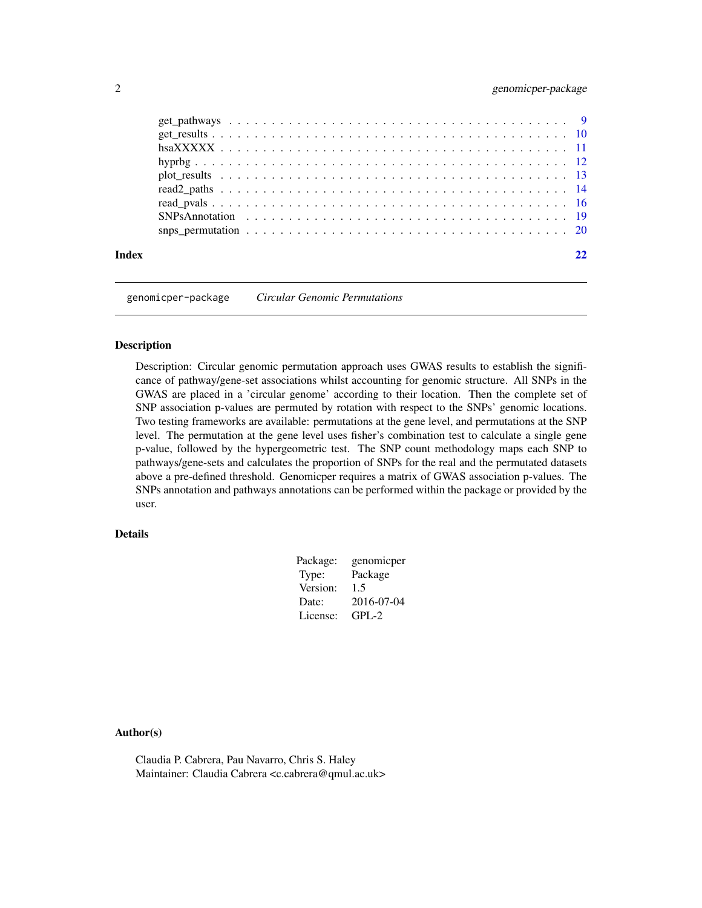get_pathways . . . . . . . . . . . . . . . . . . . . . . . . . . . . . . . . . . . . . . 9
get_results . . . . . . . . . . . . . . . . . . . . . . . . . . . . . . . . . . . . . . 10
hsaXXXXX . . . . . . . . . . . . . . . . . . . . . . . . . . . . . . . . . . . . . . 11
hyprbg . . . . . . . . . . . . . . . . . . . . . . . . . . . . . . . . . . . . . . 12
plot_results . . . . . . . . . . . . . . . . . . . . . . . . . . . . . . . . . . . . . . 13
read2_paths . . . . . . . . . . . . . . . . . . . . . . . . . . . . . . . . . . . . . . 14
read_pvals . . . . . . . . . . . . . . . . . . . . . . . . . . . . . . . . . . . . . . 16
SNPsAnnotation . . . . . . . . . . . . . . . . . . . . . . . . . . . . . . . . . . . . . . 19
snps_permutation . . . . . . . . . . . . . . . . . . . . . . . . . . . . . . . . . . . . . . 20

**Index** **22**

---

`genomicper-package` *Circular Genomic Permutations*

---

## Description

Description: Circular genomic permutation approach uses GWAS results to establish the significance of pathway/gene-set associations whilst accounting for genomic structure. All SNPs in the GWAS are placed in a 'circular genome' according to their location. Then the complete set of SNP association p-values are permuted by rotation with respect to the SNPs' genomic locations. Two testing frameworks are available: permutations at the gene level, and permutations at the SNP level. The permutation at the gene level uses fisher's combination test to calculate a single gene p-value, followed by the hypergeometric test. The SNP count methodology maps each SNP to pathways/gene-sets and calculates the proportion of SNPs for the real and the permutated datasets above a pre-defined threshold. Genomicper requires a matrix of GWAS association p-values. The SNPs annotation and pathways annotations can be performed within the package or provided by the user.

## Details

| | |
|---|---|
| Package: | genomicper |
| Type: | Package |
| Version: | 1.5 |
| Date: | 2016-07-04 |
| License: | GPL-2 |

## Author(s)

Claudia P. Cabrera, Pau Navarro, Chris S. Haley
Maintainer: Claudia Cabrera <c.cabrera@qmul.ac.uk>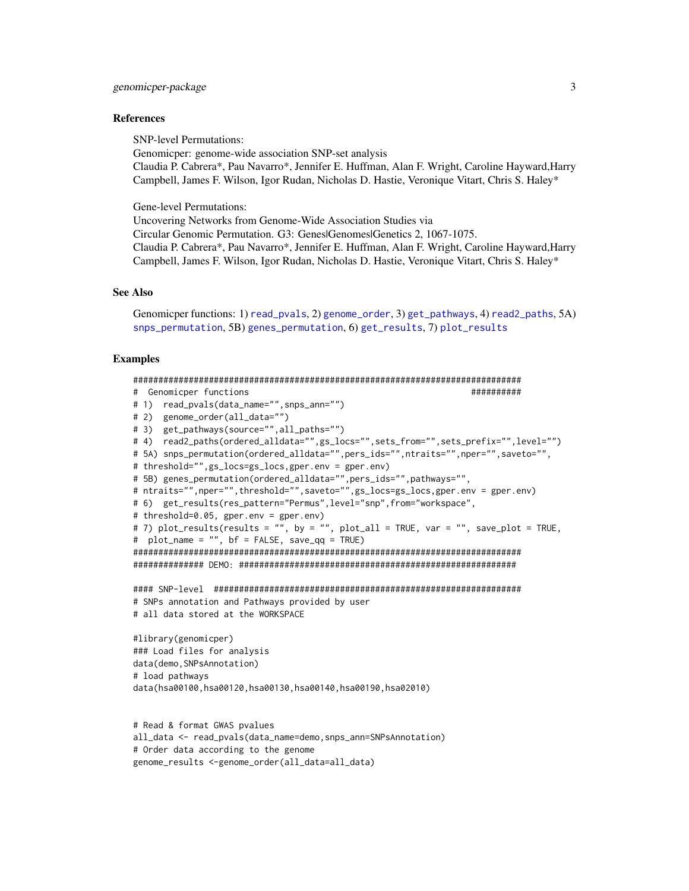### References

SNP-level Permutations:
Genomicper: genome-wide association SNP-set analysis
Claudia P. Cabrera*, Pau Navarro*, Jennifer E. Huffman, Alan F. Wright, Caroline Hayward,Harry Campbell, James F. Wilson, Igor Rudan, Nicholas D. Hastie, Veronique Vitart, Chris S. Haley*

Gene-level Permutations:
Uncovering Networks from Genome-Wide Association Studies via
Circular Genomic Permutation. G3: Genes|Genomes|Genetics 2, 1067-1075.
Claudia P. Cabrera*, Pau Navarro*, Jennifer E. Huffman, Alan F. Wright, Caroline Hayward,Harry Campbell, James F. Wilson, Igor Rudan, Nicholas D. Hastie, Veronique Vitart, Chris S. Haley*

### See Also

Genomicper functions: 1) read_pvals, 2) genome_order, 3) get_pathways, 4) read2_paths, 5A) snps_permutation, 5B) genes_permutation, 6) get_results, 7) plot_results

### Examples

```
################################################################################
#  Genomicper functions                                              ##########
# 1)  read_pvals(data_name="",snps_ann="")
# 2)  genome_order(all_data="")
# 3)  get_pathways(source="",all_paths="")
# 4)  read2_paths(ordered_alldata="",gs_locs="",sets_from="",sets_prefix="",level="")
# 5A) snps_permutation(ordered_alldata="",pers_ids="",ntraits="",nper="",saveto="",
# threshold="",gs_locs=gs_locs,gper.env = gper.env)
# 5B) genes_permutation(ordered_alldata="",pers_ids="",pathways="",
# ntraits="",nper="",threshold="",saveto="",gs_locs=gs_locs,gper.env = gper.env)
# 6)  get_results(res_pattern="Permus",level="snp",from="workspace",
# threshold=0.05, gper.env = gper.env)
# 7) plot_results(results = "", by = "", plot_all = TRUE, var = "", save_plot = TRUE,
#  plot_name = "", bf = FALSE, save_qq = TRUE)
################################################################################
############## DEMO: #######################################################

#### SNP-level  ##############################################################
# SNPs annotation and Pathways provided by user
# all data stored at the WORKSPACE

#library(genomicper)
### Load files for analysis
data(demo,SNPsAnnotation)
# load pathways
data(hsa00100,hsa00120,hsa00130,hsa00140,hsa00190,hsa02010)


# Read & format GWAS pvalues
all_data <- read_pvals(data_name=demo,snps_ann=SNPsAnnotation)
# Order data according to the genome
genome_results <-genome_order(all_data=all_data)
```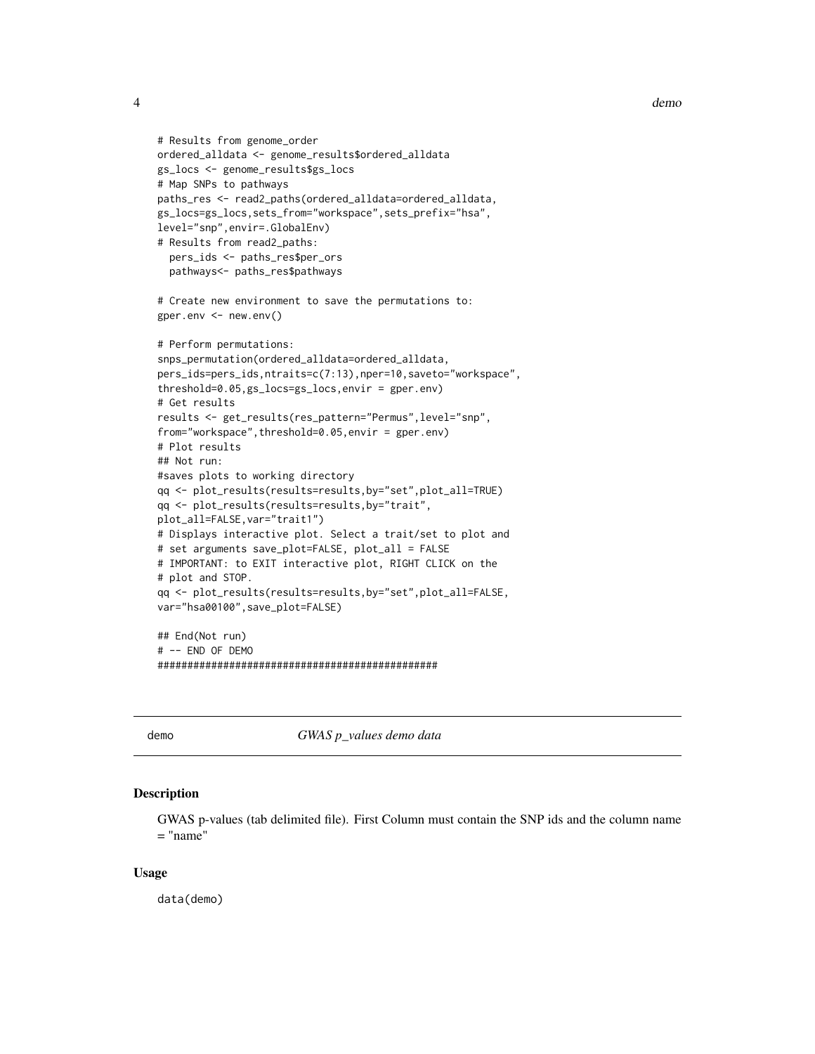```
# Results from genome_order
ordered_alldata <- genome_results$ordered_alldata
gs_locs <- genome_results$gs_locs
# Map SNPs to pathways
paths_res <- read2_paths(ordered_alldata=ordered_alldata,
gs_locs=gs_locs,sets_from="workspace",sets_prefix="hsa",
level="snp",envir=.GlobalEnv)
# Results from read2_paths:
  pers_ids <- paths_res$per_ors
  pathways<- paths_res$pathways

# Create new environment to save the permutations to:
gper.env <- new.env()

# Perform permutations:
snps_permutation(ordered_alldata=ordered_alldata,
pers_ids=pers_ids,ntraits=c(7:13),nper=10,saveto="workspace",
threshold=0.05,gs_locs=gs_locs,envir = gper.env)
# Get results
results <- get_results(res_pattern="Permus",level="snp",
from="workspace",threshold=0.05,envir = gper.env)
# Plot results
## Not run:
#saves plots to working directory
qq <- plot_results(results=results,by="set",plot_all=TRUE)
qq <- plot_results(results=results,by="trait",
plot_all=FALSE,var="trait1")
# Displays interactive plot. Select a trait/set to plot and
# set arguments save_plot=FALSE, plot_all = FALSE
# IMPORTANT: to EXIT interactive plot, RIGHT CLICK on the
# plot and STOP.
qq <- plot_results(results=results,by="set",plot_all=FALSE,
var="hsa00100",save_plot=FALSE)

## End(Not run)
# -- END OF DEMO
################################################
```

---

## demo — *GWAS p_values demo data*

### Description

GWAS p-values (tab delimited file). First Column must contain the SNP ids and the column name = "name"

### Usage

```
data(demo)
```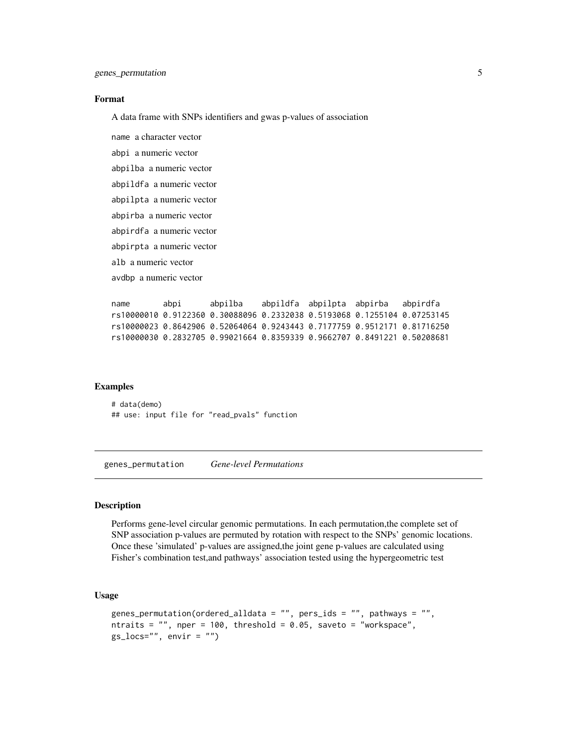### Format

A data frame with SNPs identifiers and gwas p-values of association

name a character vector

abpi a numeric vector

abpilba a numeric vector

abpildfa a numeric vector

abpilpta a numeric vector

abpirba a numeric vector

abpirdfa a numeric vector

abpirpta a numeric vector

alb a numeric vector

avdbp a numeric vector

```
name       abpi      abpilba    abpildfa  abpilpta  abpirba   abpirdfa
rs10000010 0.9122360 0.30088096 0.2332038 0.5193068 0.1255104 0.07253145
rs10000023 0.8642906 0.52064064 0.9243443 0.7177759 0.9512171 0.81716250
rs10000030 0.2832705 0.99021664 0.8359339 0.9662707 0.8491221 0.50208681
```

### Examples

```
# data(demo)
## use: input file for "read_pvals" function
```

---

## genes_permutation *Gene-level Permutations*

### Description

Performs gene-level circular genomic permutations. In each permutation,the complete set of SNP association p-values are permuted by rotation with respect to the SNPs' genomic locations. Once these 'simulated' p-values are assigned,the joint gene p-values are calculated using Fisher's combination test,and pathways' association tested using the hypergeometric test

### Usage

```
genes_permutation(ordered_alldata = "", pers_ids = "", pathways = "",
ntraits = "", nper = 100, threshold = 0.05, saveto = "workspace",
gs_locs="", envir = "")
```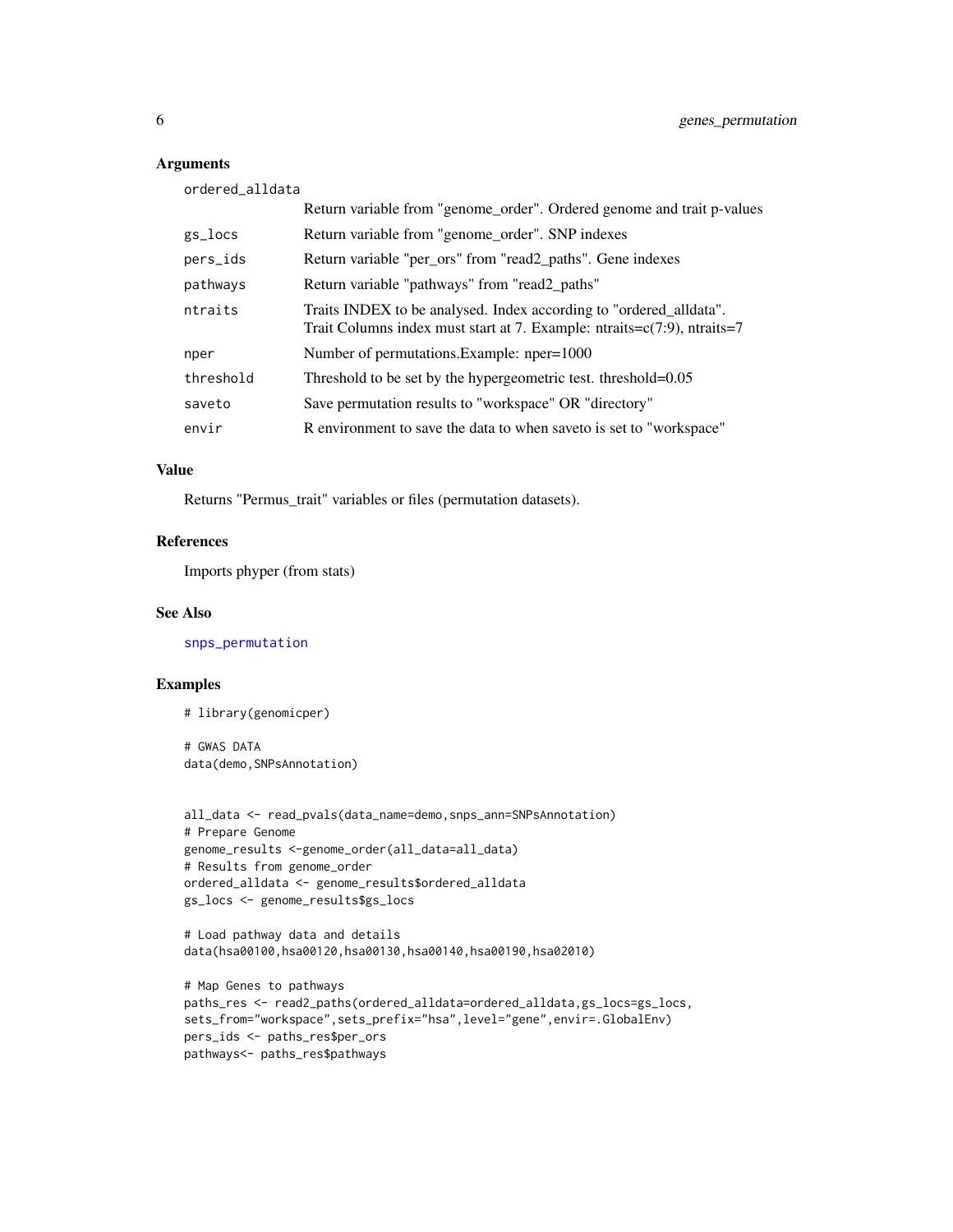## Arguments

| | |
|---|---|
| ordered_alldata | Return variable from "genome_order". Ordered genome and trait p-values |
| gs_locs | Return variable from "genome_order". SNP indexes |
| pers_ids | Return variable "per_ors" from "read2_paths". Gene indexes |
| pathways | Return variable "pathways" from "read2_paths" |
| ntraits | Traits INDEX to be analysed. Index according to "ordered_alldata". Trait Columns index must start at 7. Example: ntraits=c(7:9), ntraits=7 |
| nper | Number of permutations.Example: nper=1000 |
| threshold | Threshold to be set by the hypergeometric test. threshold=0.05 |
| saveto | Save permutation results to "workspace" OR "directory" |
| envir | R environment to save the data to when saveto is set to "workspace" |

## Value

Returns "Permus_trait" variables or files (permutation datasets).

## References

Imports phyper (from stats)

## See Also

snps_permutation

## Examples

```
# library(genomicper)

# GWAS DATA
data(demo,SNPsAnnotation)


all_data <- read_pvals(data_name=demo,snps_ann=SNPsAnnotation)
# Prepare Genome
genome_results <-genome_order(all_data=all_data)
# Results from genome_order
ordered_alldata <- genome_results$ordered_alldata
gs_locs <- genome_results$gs_locs

# Load pathway data and details
data(hsa00100,hsa00120,hsa00130,hsa00140,hsa00190,hsa02010)

# Map Genes to pathways
paths_res <- read2_paths(ordered_alldata=ordered_alldata,gs_locs=gs_locs,
sets_from="workspace",sets_prefix="hsa",level="gene",envir=.GlobalEnv)
pers_ids <- paths_res$per_ors
pathways<- paths_res$pathways
```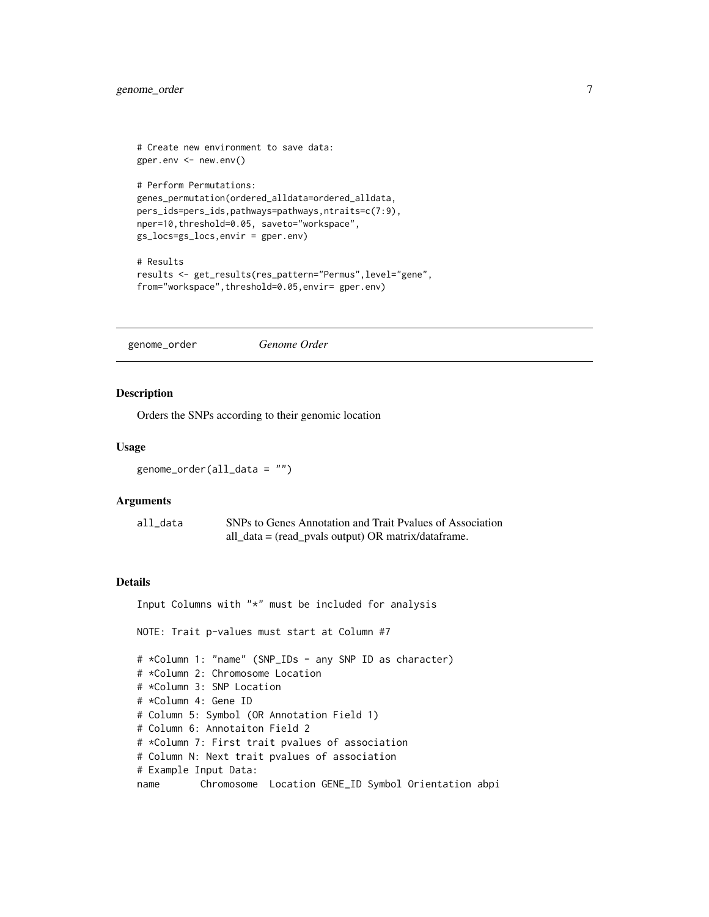```
# Create new environment to save data:
gper.env <- new.env()

# Perform Permutations:
genes_permutation(ordered_alldata=ordered_alldata,
pers_ids=pers_ids,pathways=pathways,ntraits=c(7:9),
nper=10,threshold=0.05, saveto="workspace",
gs_locs=gs_locs,envir = gper.env)

# Results
results <- get_results(res_pattern="Permus",level="gene",
from="workspace",threshold=0.05,envir= gper.env)
```

---

## genome_order *Genome Order*

---

### Description

Orders the SNPs according to their genomic location

### Usage

```
genome_order(all_data = "")
```

### Arguments

| | |
|---|---|
| all_data | SNPs to Genes Annotation and Trait Pvalues of Association<br>all_data = (read_pvals output) OR matrix/dataframe. |

### Details

```
Input Columns with "*" must be included for analysis

NOTE: Trait p-values must start at Column #7

# *Column 1: "name" (SNP_IDs - any SNP ID as character)
# *Column 2: Chromosome Location
# *Column 3: SNP Location
# *Column 4: Gene ID
# Column 5: Symbol (OR Annotation Field 1)
# Column 6: Annotaiton Field 2
# *Column 7: First trait pvalues of association
# Column N: Next trait pvalues of association
# Example Input Data:
name       Chromosome  Location GENE_ID Symbol Orientation abpi
```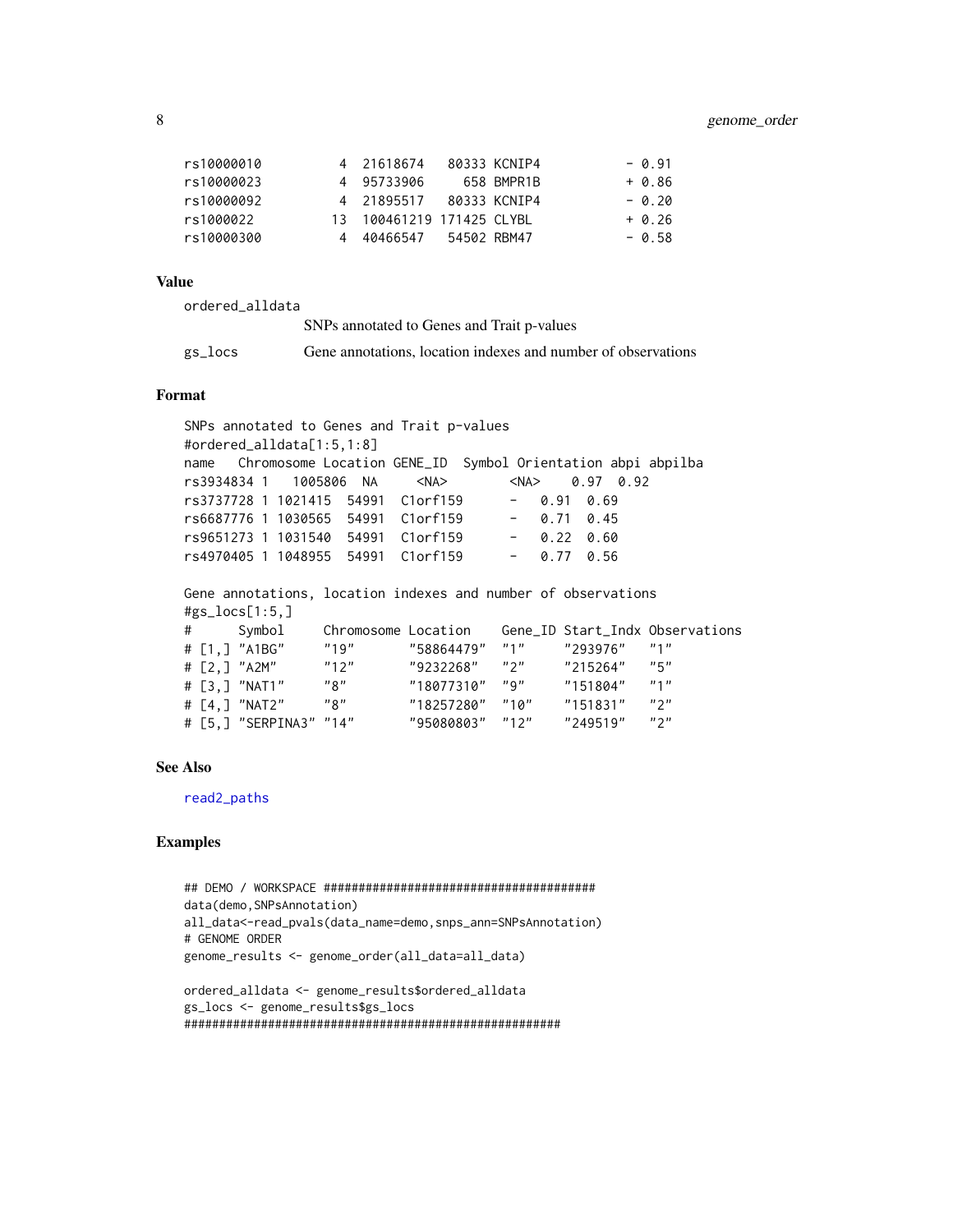```
rs10000010         4  21618674   80333 KCNIP4           - 0.91
rs10000023         4  95733906     658 BMPR1B           + 0.86
rs10000092         4  21895517   80333 KCNIP4           - 0.20
rs1000022         13  100461219 171425 CLYBL            + 0.26
rs10000300         4  40466547   54502 RBM47            - 0.58
```

### Value

ordered_alldata
: SNPs annotated to Genes and Trait p-values

gs_locs
: Gene annotations, location indexes and number of observations

### Format

```
SNPs annotated to Genes and Trait p-values
#ordered_alldata[1:5,1:8]
name   Chromosome Location GENE_ID  Symbol Orientation abpi abpilba
rs3934834 1   1005806  NA     <NA>        <NA>    0.97  0.92
rs3737728 1 1021415  54991  C1orf159      -   0.91  0.69
rs6687776 1 1030565  54991  C1orf159      -   0.71  0.45
rs9651273 1 1031540  54991  C1orf159      -   0.22  0.60
rs4970405 1 1048955  54991  C1orf159      -   0.77  0.56

Gene annotations, location indexes and number of observations
#gs_locs[1:5,]
#      Symbol     Chromosome Location    Gene_ID Start_Indx Observations
# [1,] "A1BG"     "19"       "58864479"  "1"     "293976"   "1"
# [2,] "A2M"      "12"       "9232268"   "2"     "215264"   "5"
# [3,] "NAT1"     "8"        "18077310"  "9"     "151804"   "1"
# [4,] "NAT2"     "8"        "18257280"  "10"    "151831"   "2"
# [5,] "SERPINA3" "14"       "95080803"  "12"    "249519"   "2"
```

### See Also

read2_paths

### Examples

```
## DEMO / WORKSPACE #######################################
data(demo,SNPsAnnotation)
all_data<-read_pvals(data_name=demo,snps_ann=SNPsAnnotation)
# GENOME ORDER
genome_results <- genome_order(all_data=all_data)

ordered_alldata <- genome_results$ordered_alldata
gs_locs <- genome_results$gs_locs
#######################################################
```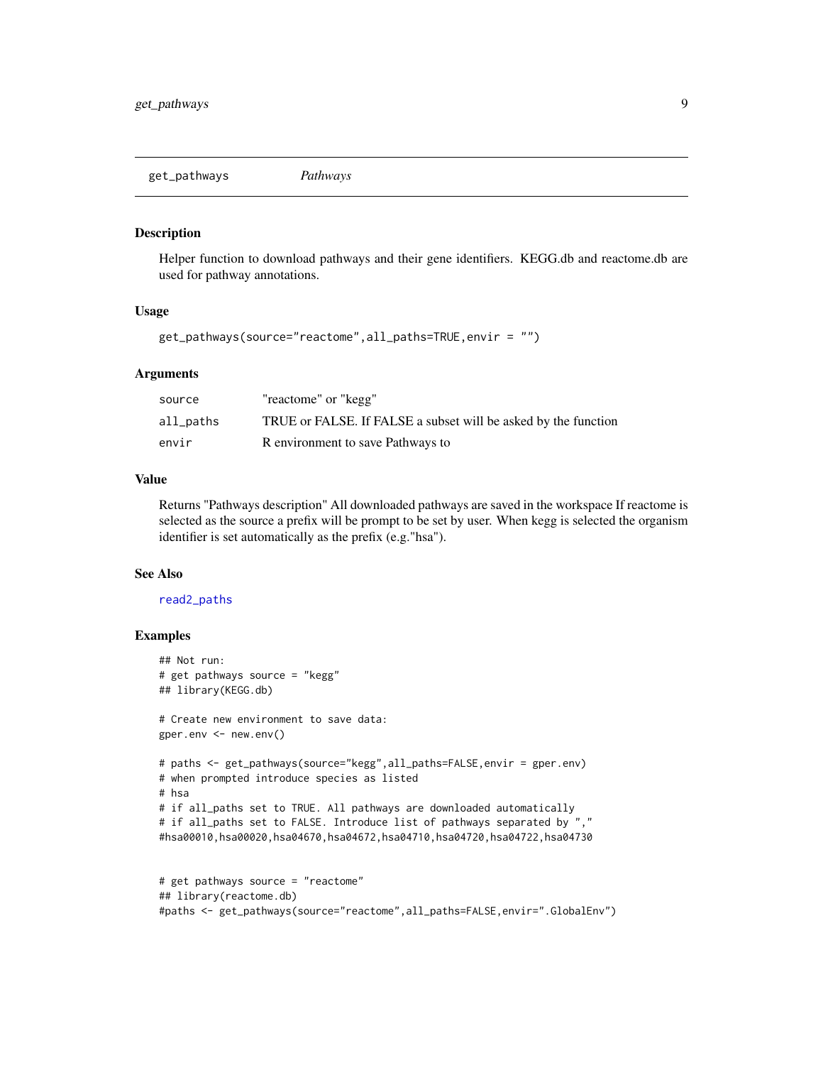## get_pathways *Pathways*

### Description

Helper function to download pathways and their gene identifiers. KEGG.db and reactome.db are used for pathway annotations.

### Usage

```
get_pathways(source="reactome",all_paths=TRUE,envir = "")
```

### Arguments

| | |
|---|---|
| source | "reactome" or "kegg" |
| all_paths | TRUE or FALSE. If FALSE a subset will be asked by the function |
| envir | R environment to save Pathways to |

### Value

Returns "Pathways description" All downloaded pathways are saved in the workspace If reactome is selected as the source a prefix will be prompt to be set by user. When kegg is selected the organism identifier is set automatically as the prefix (e.g."hsa").

### See Also

read2_paths

### Examples

```
## Not run:
# get pathways source = "kegg"
## library(KEGG.db)

# Create new environment to save data:
gper.env <- new.env()

# paths <- get_pathways(source="kegg",all_paths=FALSE,envir = gper.env)
# when prompted introduce species as listed
# hsa
# if all_paths set to TRUE. All pathways are downloaded automatically
# if all_paths set to FALSE. Introduce list of pathways separated by ","
#hsa00010,hsa00020,hsa04670,hsa04672,hsa04710,hsa04720,hsa04722,hsa04730


# get pathways source = "reactome"
## library(reactome.db)
#paths <- get_pathways(source="reactome",all_paths=FALSE,envir=".GlobalEnv")
```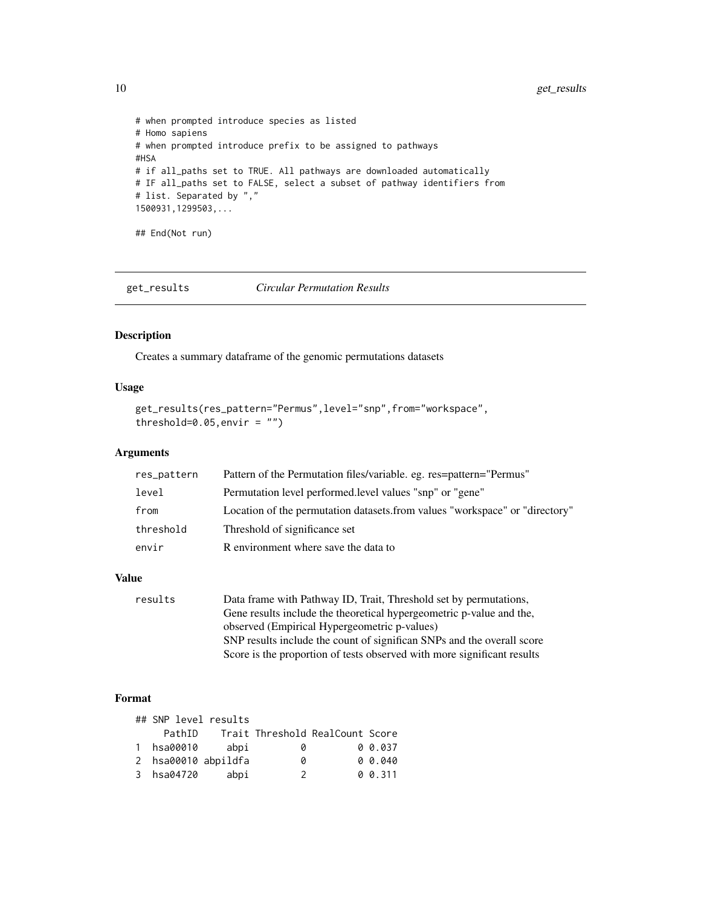```
# when prompted introduce species as listed
# Homo sapiens
# when prompted introduce prefix to be assigned to pathways
#HSA
# if all_paths set to TRUE. All pathways are downloaded automatically
# IF all_paths set to FALSE, select a subset of pathway identifiers from
# list. Separated by ","
1500931,1299503,...

## End(Not run)
```

---

## get_results — *Circular Permutation Results*

### Description

Creates a summary dataframe of the genomic permutations datasets

### Usage

```
get_results(res_pattern="Permus",level="snp",from="workspace",
threshold=0.05,envir = "")
```

### Arguments

| | |
|---|---|
| res_pattern | Pattern of the Permutation files/variable. eg. res=pattern="Permus" |
| level | Permutation level performed.level values "snp" or "gene" |
| from | Location of the permutation datasets.from values "workspace" or "directory" |
| threshold | Threshold of significance set |
| envir | R environment where save the data to |

### Value

| | |
|---|---|
| results | Data frame with Pathway ID, Trait, Threshold set by permutations, Gene results include the theoretical hypergeometric p-value and the, observed (Empirical Hypergeometric p-values) SNP results include the count of significan SNPs and the overall score Score is the proportion of tests observed with more significant results |

### Format

```
## SNP level results
     PathID    Trait Threshold RealCount Score
1  hsa00010     abpi         0         0 0.037
2  hsa00010 abpildfa         0         0 0.040
3  hsa04720     abpi         2         0 0.311
```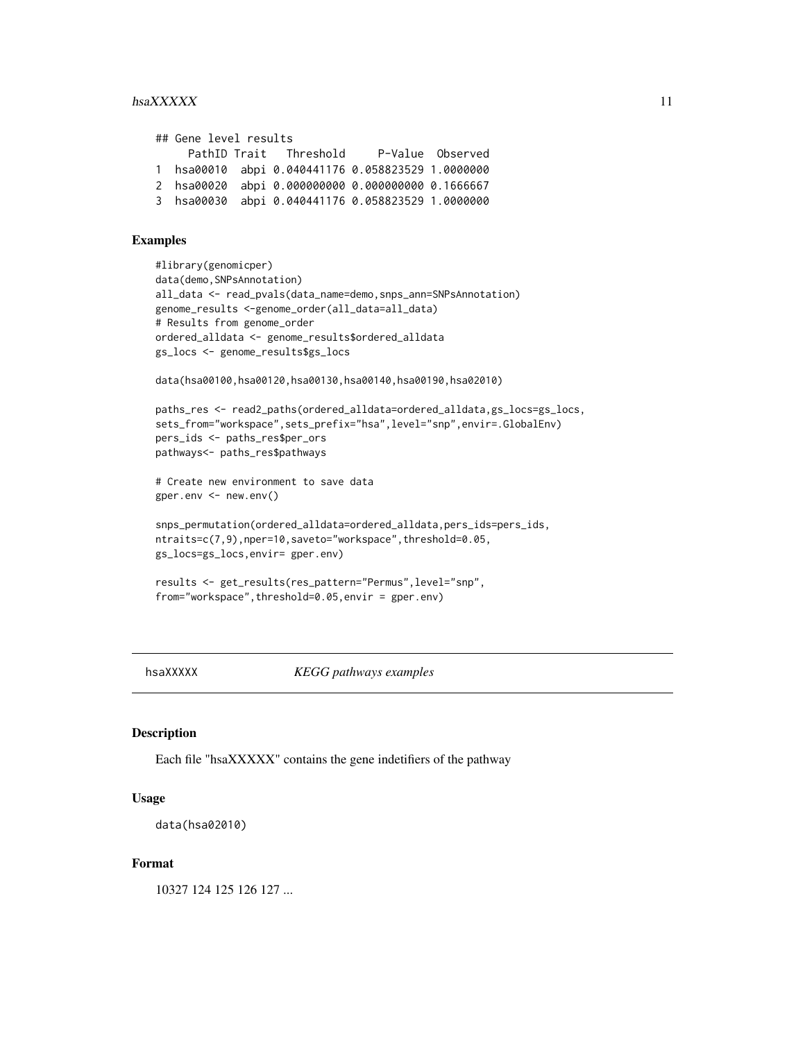```
## Gene level results
     PathID Trait   Threshold     P-Value  Observed
1  hsa00010  abpi 0.040441176 0.058823529 1.0000000
2  hsa00020  abpi 0.000000000 0.000000000 0.1666667
3  hsa00030  abpi 0.040441176 0.058823529 1.0000000
```

### Examples

```
#library(genomicper)
data(demo,SNPsAnnotation)
all_data <- read_pvals(data_name=demo,snps_ann=SNPsAnnotation)
genome_results <-genome_order(all_data=all_data)
# Results from genome_order
ordered_alldata <- genome_results$ordered_alldata
gs_locs <- genome_results$gs_locs

data(hsa00100,hsa00120,hsa00130,hsa00140,hsa00190,hsa02010)

paths_res <- read2_paths(ordered_alldata=ordered_alldata,gs_locs=gs_locs,
sets_from="workspace",sets_prefix="hsa",level="snp",envir=.GlobalEnv)
pers_ids <- paths_res$per_ors
pathways<- paths_res$pathways

# Create new environment to save data
gper.env <- new.env()

snps_permutation(ordered_alldata=ordered_alldata,pers_ids=pers_ids,
ntraits=c(7,9),nper=10,saveto="workspace",threshold=0.05,
gs_locs=gs_locs,envir= gper.env)

results <- get_results(res_pattern="Permus",level="snp",
from="workspace",threshold=0.05,envir = gper.env)
```

---

## hsaXXXXX — *KEGG pathways examples*

### Description

Each file "hsaXXXXX" contains the gene indetifiers of the pathway

### Usage

```
data(hsa02010)
```

### Format

10327 124 125 126 127 ...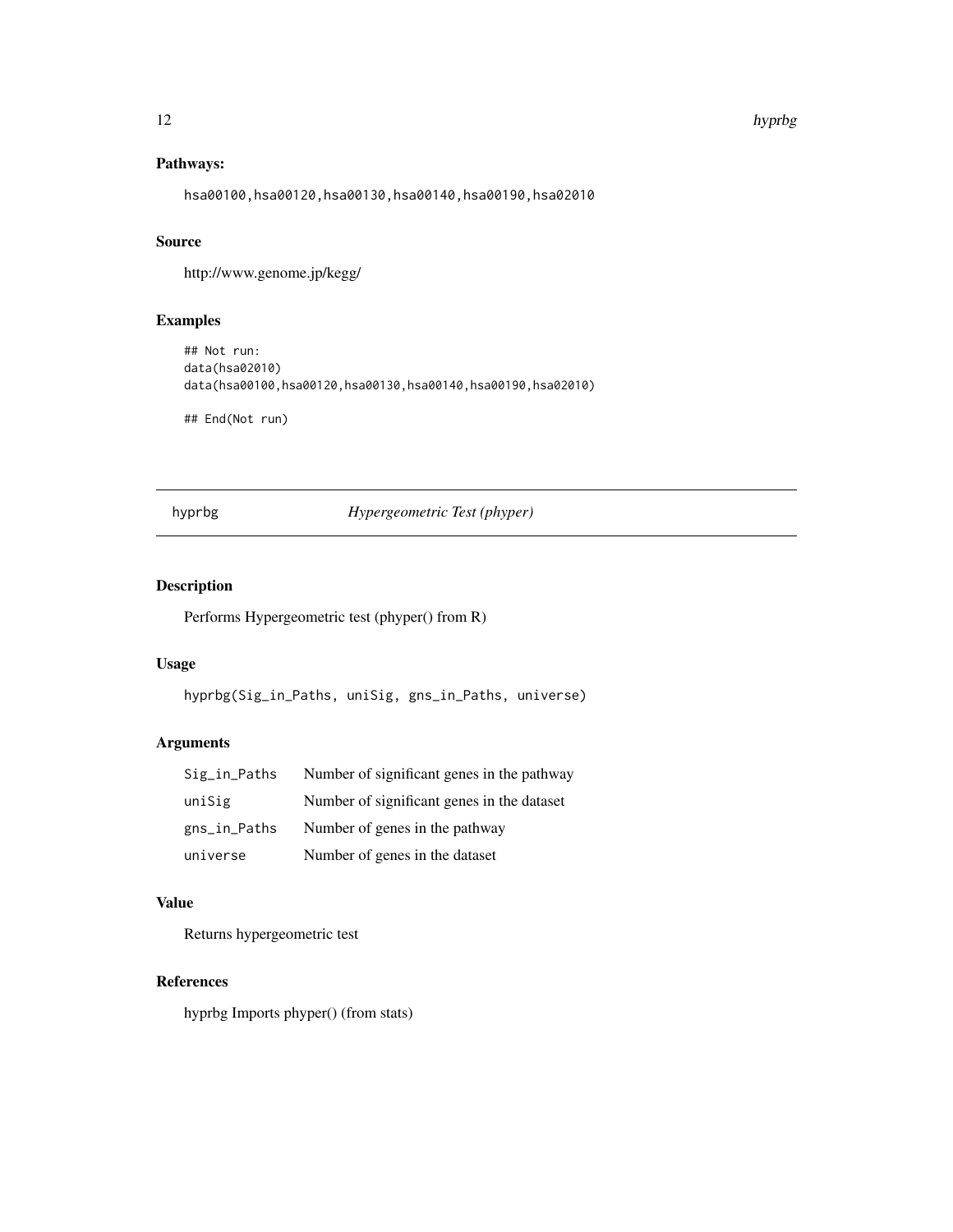### Pathways:

hsa00100,hsa00120,hsa00130,hsa00140,hsa00190,hsa02010

### Source

http://www.genome.jp/kegg/

### Examples

```
## Not run:
data(hsa02010)
data(hsa00100,hsa00120,hsa00130,hsa00140,hsa00190,hsa02010)

## End(Not run)
```

---

## hyprbg &nbsp;&nbsp;&nbsp;&nbsp; *Hypergeometric Test (phyper)*

---

### Description

Performs Hypergeometric test (phyper() from R)

### Usage

```
hyprbg(Sig_in_Paths, uniSig, gns_in_Paths, universe)
```

### Arguments

| | |
|---|---|
| Sig_in_Paths | Number of significant genes in the pathway |
| uniSig | Number of significant genes in the dataset |
| gns_in_Paths | Number of genes in the pathway |
| universe | Number of genes in the dataset |

### Value

Returns hypergeometric test

### References

hyprbg Imports phyper() (from stats)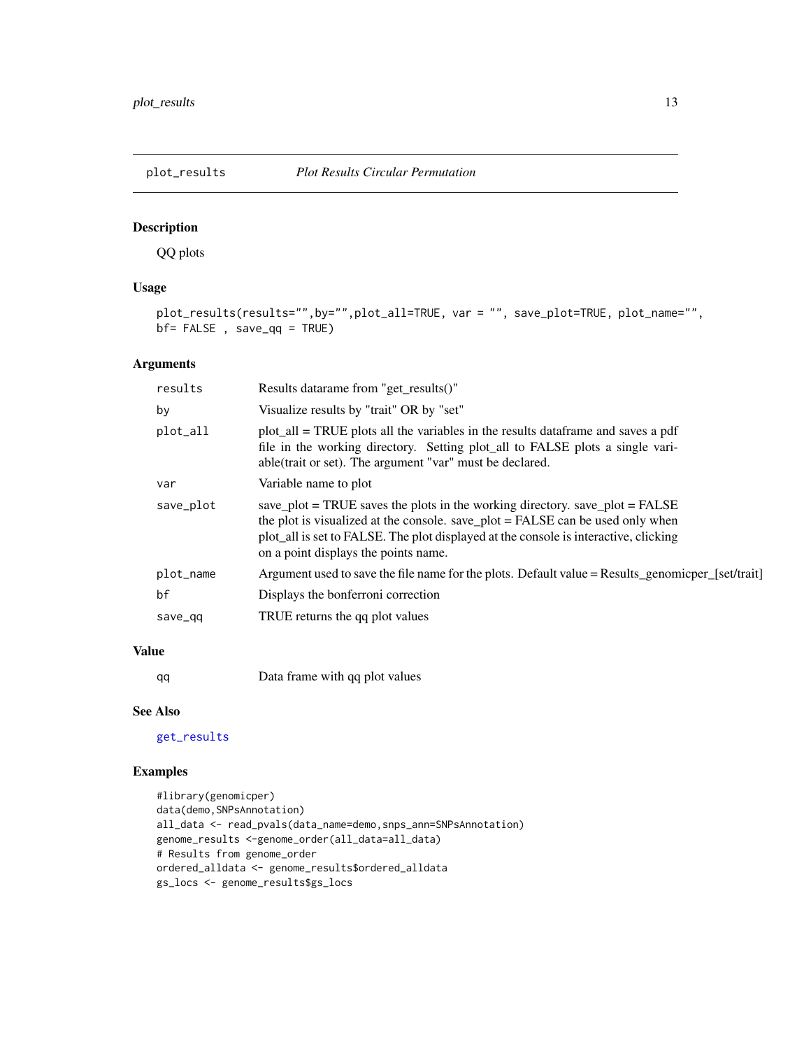plot_results *Plot Results Circular Permutation*

### Description

QQ plots

### Usage

```
plot_results(results="",by="",plot_all=TRUE, var = "", save_plot=TRUE, plot_name="",
bf= FALSE , save_qq = TRUE)
```

### Arguments

| | |
|---|---|
| results | Results datarame from "get_results()" |
| by | Visualize results by "trait" OR by "set" |
| plot_all | plot_all = TRUE plots all the variables in the results dataframe and saves a pdf file in the working directory. Setting plot_all to FALSE plots a single variable(trait or set). The argument "var" must be declared. |
| var | Variable name to plot |
| save_plot | save_plot = TRUE saves the plots in the working directory. save_plot = FALSE the plot is visualized at the console. save_plot = FALSE can be used only when plot_all is set to FALSE. The plot displayed at the console is interactive, clicking on a point displays the points name. |
| plot_name | Argument used to save the file name for the plots. Default value = Results_genomicper_[set/trait] |
| bf | Displays the bonferroni correction |
| save_qq | TRUE returns the qq plot values |

### Value

| | |
|---|---|
| qq | Data frame with qq plot values |

### See Also

get_results

### Examples

```
#library(genomicper)
data(demo,SNPsAnnotation)
all_data <- read_pvals(data_name=demo,snps_ann=SNPsAnnotation)
genome_results <-genome_order(all_data=all_data)
# Results from genome_order
ordered_alldata <- genome_results$ordered_alldata
gs_locs <- genome_results$gs_locs
```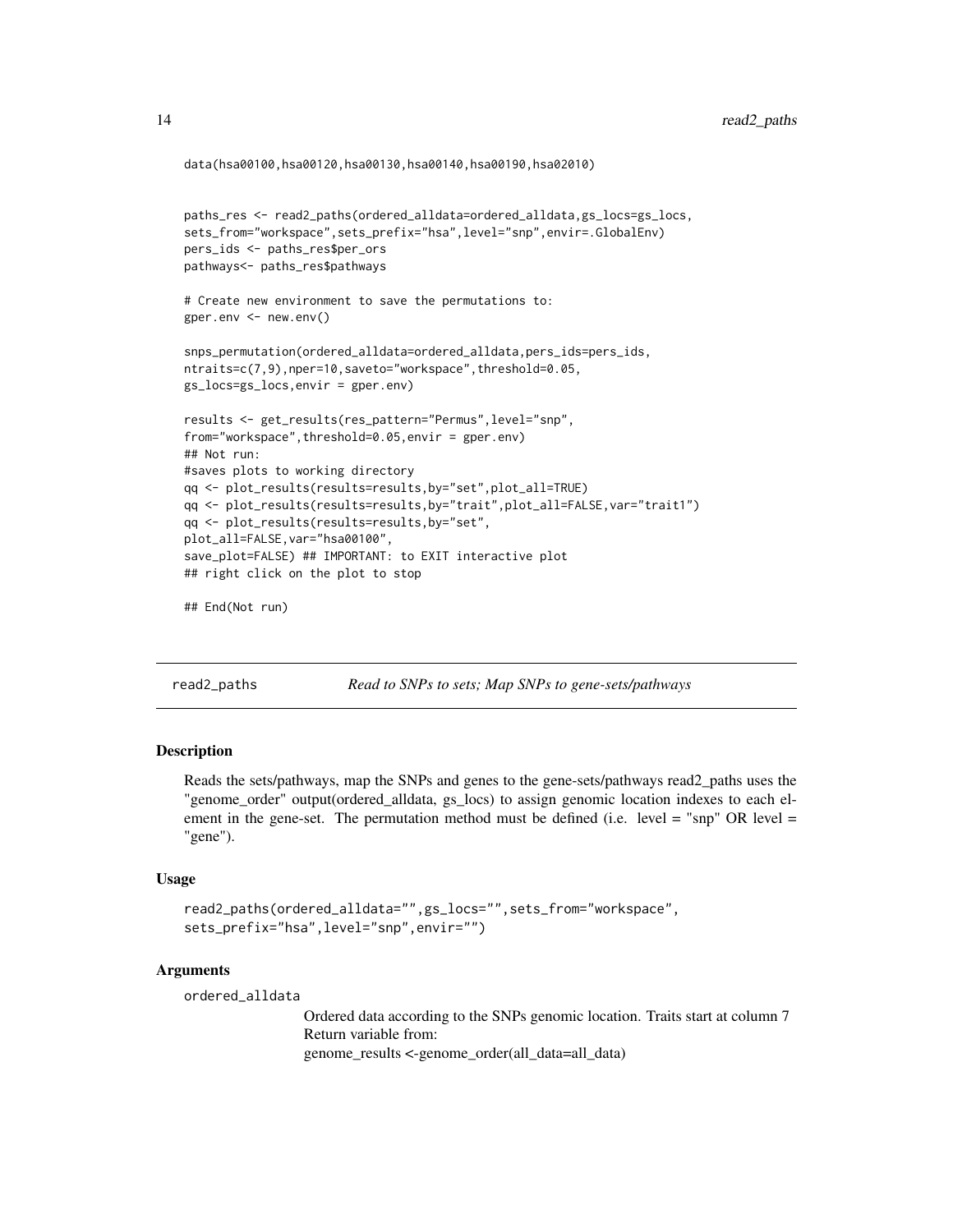```
data(hsa00100,hsa00120,hsa00130,hsa00140,hsa00190,hsa02010)


paths_res <- read2_paths(ordered_alldata=ordered_alldata,gs_locs=gs_locs,
sets_from="workspace",sets_prefix="hsa",level="snp",envir=.GlobalEnv)
pers_ids <- paths_res$per_ors
pathways<- paths_res$pathways

# Create new environment to save the permutations to:
gper.env <- new.env()

snps_permutation(ordered_alldata=ordered_alldata,pers_ids=pers_ids,
ntraits=c(7,9),nper=10,saveto="workspace",threshold=0.05,
gs_locs=gs_locs,envir = gper.env)

results <- get_results(res_pattern="Permus",level="snp",
from="workspace",threshold=0.05,envir = gper.env)
## Not run:
#saves plots to working directory
qq <- plot_results(results=results,by="set",plot_all=TRUE)
qq <- plot_results(results=results,by="trait",plot_all=FALSE,var="trait1")
qq <- plot_results(results=results,by="set",
plot_all=FALSE,var="hsa00100",
save_plot=FALSE) ## IMPORTANT: to EXIT interactive plot
## right click on the plot to stop

## End(Not run)
```

---

## read2_paths — *Read to SNPs to sets; Map SNPs to gene-sets/pathways*

---

### Description

Reads the sets/pathways, map the SNPs and genes to the gene-sets/pathways read2_paths uses the "genome_order" output(ordered_alldata, gs_locs) to assign genomic location indexes to each element in the gene-set. The permutation method must be defined (i.e. level = "snp" OR level = "gene").

### Usage

```
read2_paths(ordered_alldata="",gs_locs="",sets_from="workspace",
sets_prefix="hsa",level="snp",envir="")
```

### Arguments

`ordered_alldata`
: Ordered data according to the SNPs genomic location. Traits start at column 7
  Return variable from:
  genome_results <-genome_order(all_data=all_data)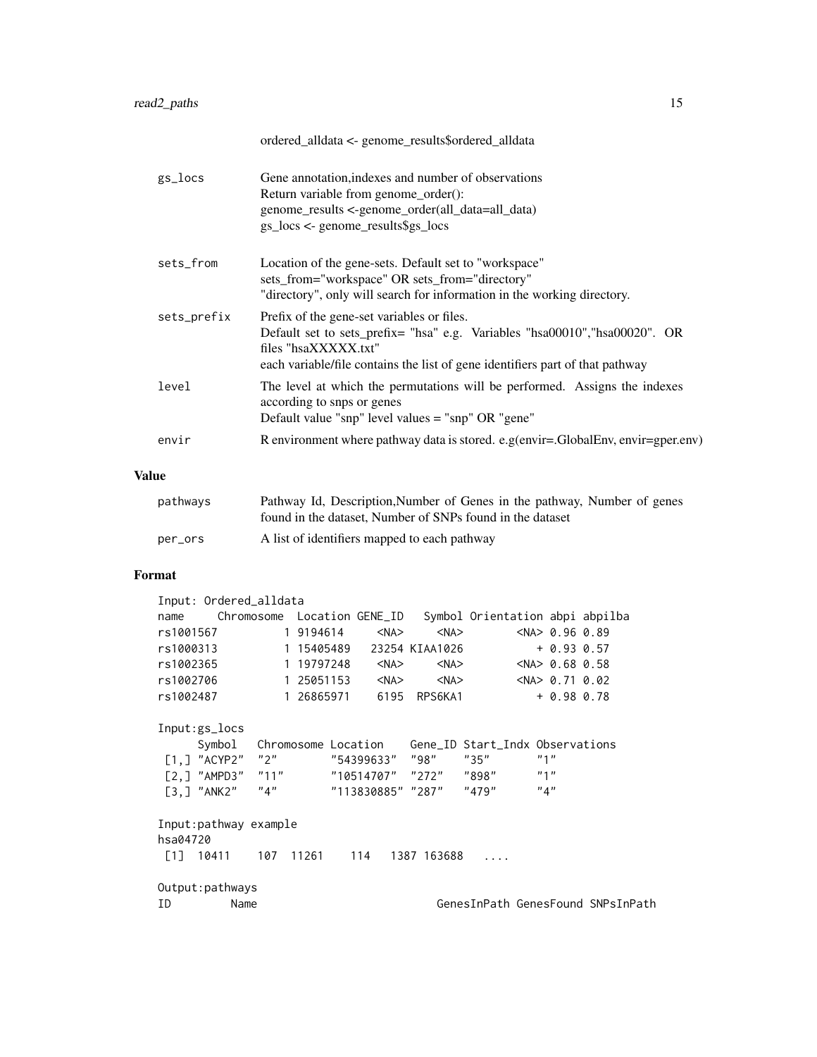ordered_alldata <- genome_results$ordered_alldata

| | |
|---|---|
| gs_locs | Gene annotation,indexes and number of observations<br>Return variable from genome_order():<br>genome_results <-genome_order(all_data=all_data)<br>gs_locs <- genome_results$gs_locs |
| sets_from | Location of the gene-sets. Default set to "workspace"<br>sets_from="workspace" OR sets_from="directory"<br>"directory", only will search for information in the working directory. |
| sets_prefix | Prefix of the gene-set variables or files.<br>Default set to sets_prefix= "hsa" e.g. Variables "hsa00010","hsa00020". OR files "hsaXXXXX.txt"<br>each variable/file contains the list of gene identifiers part of that pathway |
| level | The level at which the permutations will be performed. Assigns the indexes according to snps or genes<br>Default value "snp" level values = "snp" OR "gene" |
| envir | R environment where pathway data is stored. e.g(envir=.GlobalEnv, envir=gper.env) |

## Value

| | |
|---|---|
| pathways | Pathway Id, Description,Number of Genes in the pathway, Number of genes found in the dataset, Number of SNPs found in the dataset |
| per_ors | A list of identifiers mapped to each pathway |

## Format

```
Input: Ordered_alldata
name     Chromosome  Location GENE_ID   Symbol Orientation abpi abpilba
rs1001567         1 9194614     <NA>     <NA>        <NA> 0.96 0.89
rs1000313         1 15405489   23254 KIAA1026           + 0.93 0.57
rs1002365         1 19797248    <NA>     <NA>        <NA> 0.68 0.58
rs1002706         1 25051153    <NA>     <NA>        <NA> 0.71 0.02
rs1002487         1 26865971    6195  RPS6KA1           + 0.98 0.78

Input:gs_locs
      Symbol   Chromosome Location    Gene_ID Start_Indx Observations
 [1,] "ACYP2"  "2"        "54399633"  "98"    "35"       "1"
 [2,] "AMPD3"  "11"       "10514707"  "272"   "898"      "1"
 [3,] "ANK2"   "4"        "113830885" "287"   "479"      "4"

Input:pathway example
hsa04720
 [1]  10411    107  11261    114   1387 163688   ....

Output:pathways
ID         Name                          GenesInPath GenesFound SNPsInPath
```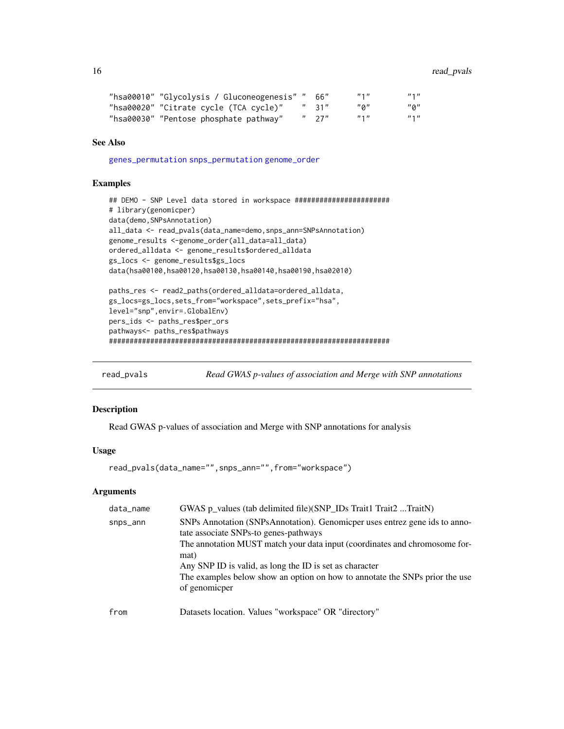```
"hsa00010" "Glycolysis / Gluconeogenesis" "  66"      "1"        "1"
"hsa00020" "Citrate cycle (TCA cycle)"    "  31"      "0"        "0"
"hsa00030" "Pentose phosphate pathway"    "  27"      "1"        "1"
```

### See Also

genes_permutation snps_permutation genome_order

### Examples

```
## DEMO - SNP Level data stored in workspace ######################
# library(genomicper)
data(demo,SNPsAnnotation)
all_data <- read_pvals(data_name=demo,snps_ann=SNPsAnnotation)
genome_results <-genome_order(all_data=all_data)
ordered_alldata <- genome_results$ordered_alldata
gs_locs <- genome_results$gs_locs
data(hsa00100,hsa00120,hsa00130,hsa00140,hsa00190,hsa02010)

paths_res <- read2_paths(ordered_alldata=ordered_alldata,
gs_locs=gs_locs,sets_from="workspace",sets_prefix="hsa",
level="snp",envir=.GlobalEnv)
pers_ids <- paths_res$per_ors
pathways<- paths_res$pathways
####################################################################
```

---

## read_pvals — *Read GWAS p-values of association and Merge with SNP annotations*

### Description

Read GWAS p-values of association and Merge with SNP annotations for analysis

### Usage

```
read_pvals(data_name="",snps_ann="",from="workspace")
```

### Arguments

| | |
|---|---|
| data_name | GWAS p_values (tab delimited file)(SNP_IDs Trait1 Trait2 ...TraitN) |
| snps_ann | SNPs Annotation (SNPsAnnotation). Genomicper uses entrez gene ids to annotate associate SNPs-to genes-pathways<br>The annotation MUST match your data input (coordinates and chromosome format)<br>Any SNP ID is valid, as long the ID is set as character<br>The examples below show an option on how to annotate the SNPs prior the use of genomicper |
| from | Datasets location. Values "workspace" OR "directory" |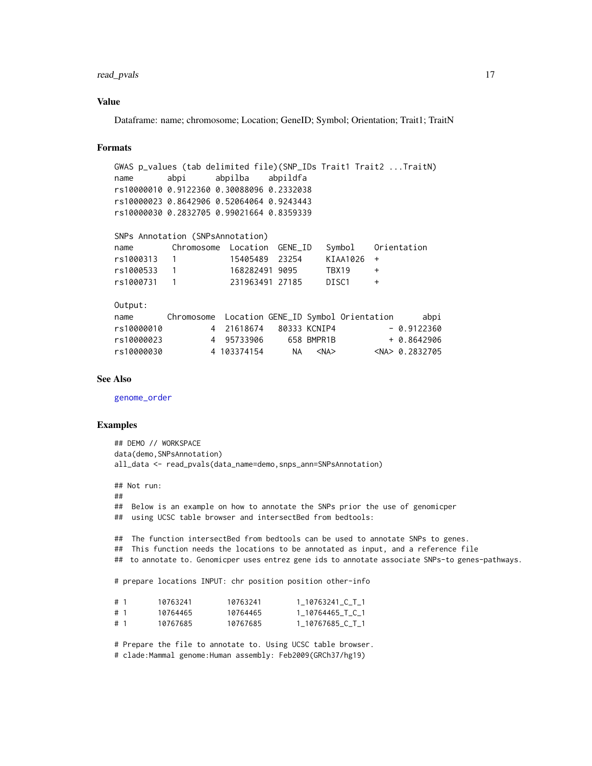### Value

Dataframe: name; chromosome; Location; GeneID; Symbol; Orientation; Trait1; TraitN

### Formats

```
GWAS p_values (tab delimited file)(SNP_IDs Trait1 Trait2 ...TraitN)
name       abpi      abpilba    abpildfa
rs10000010 0.9122360 0.30088096 0.2332038
rs10000023 0.8642906 0.52064064 0.9243443
rs10000030 0.2832705 0.99021664 0.8359339

SNPs Annotation (SNPsAnnotation)
name        Chromosome  Location  GENE_ID   Symbol    Orientation
rs1000313   1           15405489  23254     KIAA1026  +
rs1000533   1           168282491 9095      TBX19     +
rs1000731   1           231963491 27185     DISC1     +

Output:
name       Chromosome  Location GENE_ID Symbol Orientation      abpi
rs10000010          4  21618674   80333 KCNIP4           - 0.9122360
rs10000023          4  95733906     658 BMPR1B           + 0.8642906
rs10000030          4 103374154      NA   <NA>        <NA> 0.2832705
```

### See Also

genome_order

### Examples

```
## DEMO // WORKSPACE
data(demo,SNPsAnnotation)
all_data <- read_pvals(data_name=demo,snps_ann=SNPsAnnotation)

## Not run:
##
##  Below is an example on how to annotate the SNPs prior the use of genomicper
##  using UCSC table browser and intersectBed from bedtools:

##  The function intersectBed from bedtools can be used to annotate SNPs to genes.
##  This function needs the locations to be annotated as input, and a reference file
##  to annotate to. Genomicper uses entrez gene ids to annotate associate SNPs-to genes-pathways.

# prepare locations INPUT: chr position position other-info

# 1       10763241        10763241        1_10763241_C_T_1
# 1       10764465        10764465        1_10764465_T_C_1
# 1       10767685        10767685        1_10767685_C_T_1

# Prepare the file to annotate to. Using UCSC table browser.
# clade:Mammal genome:Human assembly: Feb2009(GRCh37/hg19)
```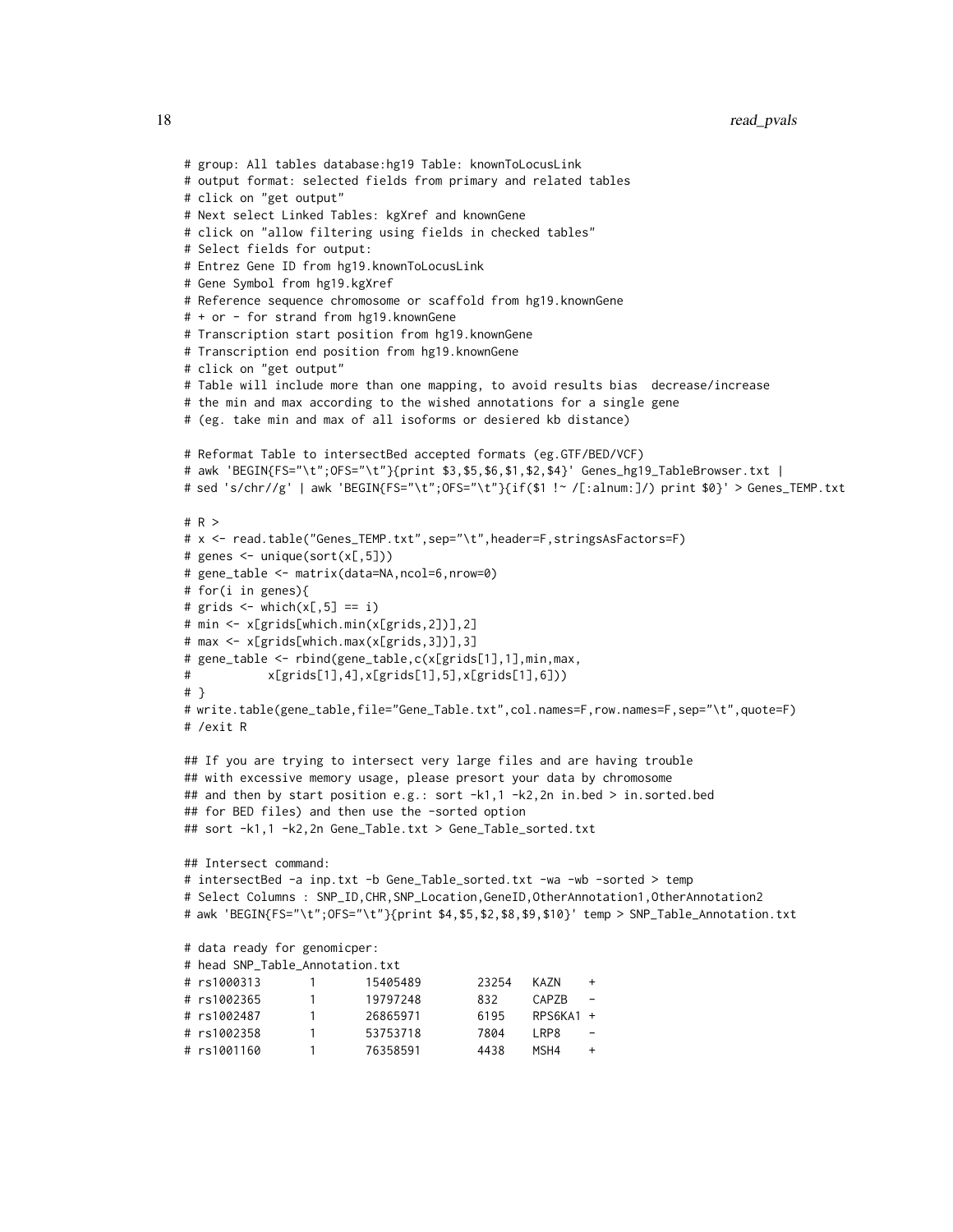```
# group: All tables database:hg19 Table: knownToLocusLink
# output format: selected fields from primary and related tables
# click on "get output"
# Next select Linked Tables: kgXref and knownGene
# click on "allow filtering using fields in checked tables"
# Select fields for output:
# Entrez Gene ID from hg19.knownToLocusLink
# Gene Symbol from hg19.kgXref
# Reference sequence chromosome or scaffold from hg19.knownGene
# + or - for strand from hg19.knownGene
# Transcription start position from hg19.knownGene
# Transcription end position from hg19.knownGene
# click on "get output"
# Table will include more than one mapping, to avoid results bias  decrease/increase
# the min and max according to the wished annotations for a single gene
# (eg. take min and max of all isoforms or desiered kb distance)

# Reformat Table to intersectBed accepted formats (eg.GTF/BED/VCF)
# awk 'BEGIN{FS="\t";OFS="\t"}{print $3,$5,$6,$1,$2,$4}' Genes_hg19_TableBrowser.txt |
# sed 's/chr//g' | awk 'BEGIN{FS="\t";OFS="\t"}{if($1 !~ /[:alnum:]/) print $0}' > Genes_TEMP.txt

# R >
# x <- read.table("Genes_TEMP.txt",sep="\t",header=F,stringsAsFactors=F)
# genes <- unique(sort(x[,5]))
# gene_table <- matrix(data=NA,ncol=6,nrow=0)
# for(i in genes){
# grids <- which(x[,5] == i)
# min <- x[grids[which.min(x[grids,2])],2]
# max <- x[grids[which.max(x[grids,3])],3]
# gene_table <- rbind(gene_table,c(x[grids[1],1],min,max,
#           x[grids[1],4],x[grids[1],5],x[grids[1],6]))
# }
# write.table(gene_table,file="Gene_Table.txt",col.names=F,row.names=F,sep="\t",quote=F)
# /exit R

## If you are trying to intersect very large files and are having trouble
## with excessive memory usage, please presort your data by chromosome
## and then by start position e.g.: sort -k1,1 -k2,2n in.bed > in.sorted.bed
## for BED files) and then use the -sorted option
## sort -k1,1 -k2,2n Gene_Table.txt > Gene_Table_sorted.txt

## Intersect command:
# intersectBed -a inp.txt -b Gene_Table_sorted.txt -wa -wb -sorted > temp
# Select Columns : SNP_ID,CHR,SNP_Location,GeneID,OtherAnnotation1,OtherAnnotation2
# awk 'BEGIN{FS="\t";OFS="\t"}{print $4,$5,$2,$8,$9,$10}' temp > SNP_Table_Annotation.txt

# data ready for genomicper:
# head SNP_Table_Annotation.txt
# rs1000313       1       15405489        23254   KAZN    +
# rs1002365       1       19797248        832     CAPZB   -
# rs1002487       1       26865971        6195    RPS6KA1 +
# rs1002358       1       53753718        7804    LRP8    -
# rs1001160       1       76358591        4438    MSH4    +
```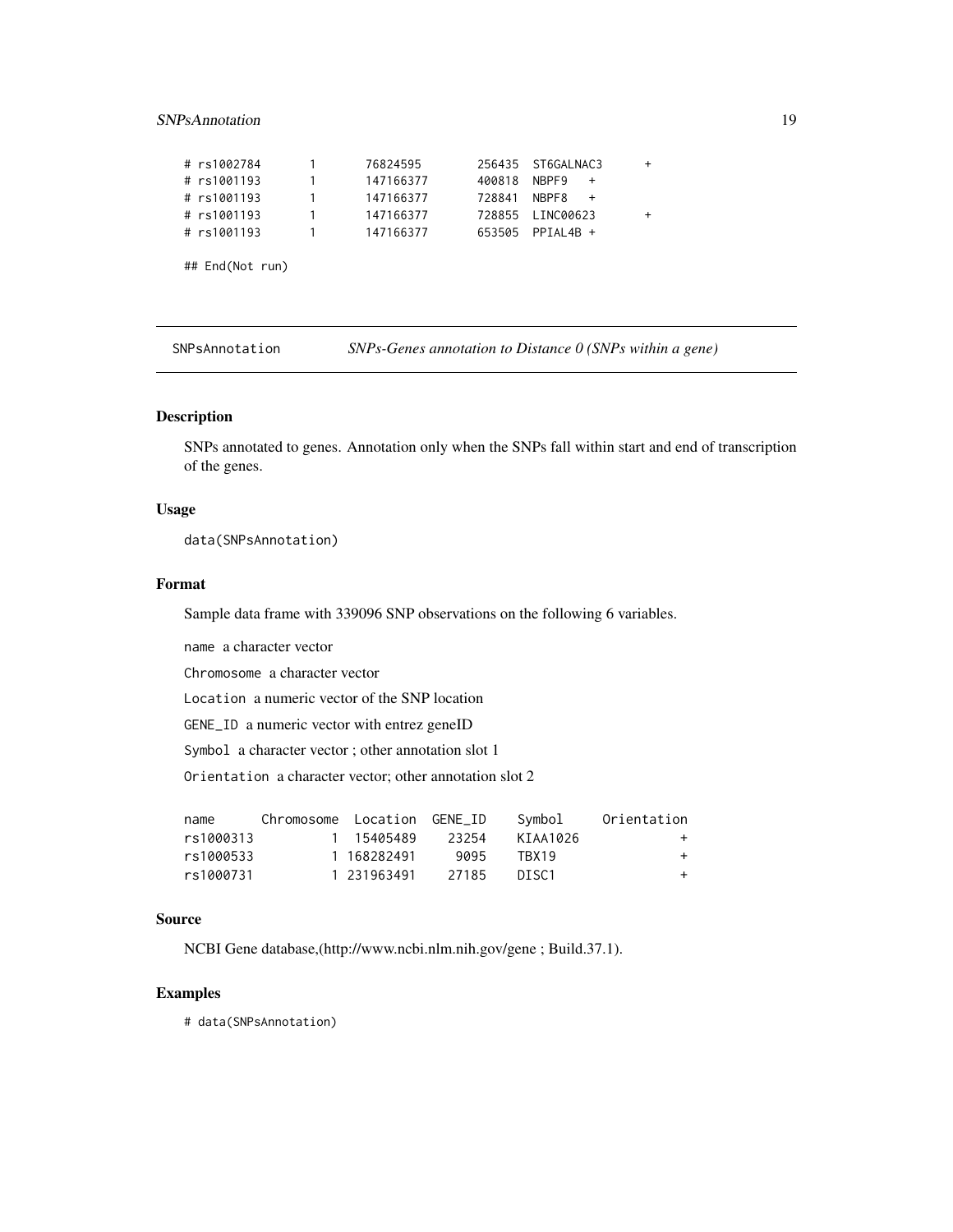```
# rs1002784       1       76824595        256435  ST6GALNAC3      +
# rs1001193       1       147166377       400818  NBPF9   +
# rs1001193       1       147166377       728841  NBPF8   +
# rs1001193       1       147166377       728855  LINC00623       +
# rs1001193       1       147166377       653505  PPIAL4B +

## End(Not run)
```

## SNPsAnnotation — *SNPs-Genes annotation to Distance 0 (SNPs within a gene)*

### Description

SNPs annotated to genes. Annotation only when the SNPs fall within start and end of transcription of the genes.

### Usage

```
data(SNPsAnnotation)
```

### Format

Sample data frame with 339096 SNP observations on the following 6 variables.

`name` a character vector

`Chromosome` a character vector

`Location` a numeric vector of the SNP location

`GENE_ID` a numeric vector with entrez geneID

`Symbol` a character vector ; other annotation slot 1

`Orientation` a character vector; other annotation slot 2

```
name      Chromosome  Location  GENE_ID    Symbol     Orientation
rs1000313          1  15405489    23254    KIAA1026             +
rs1000533          1 168282491     9095    TBX19                +
rs1000731          1 231963491    27185    DISC1                +
```

### Source

NCBI Gene database,(http://www.ncbi.nlm.nih.gov/gene ; Build.37.1).

### Examples

```
# data(SNPsAnnotation)
```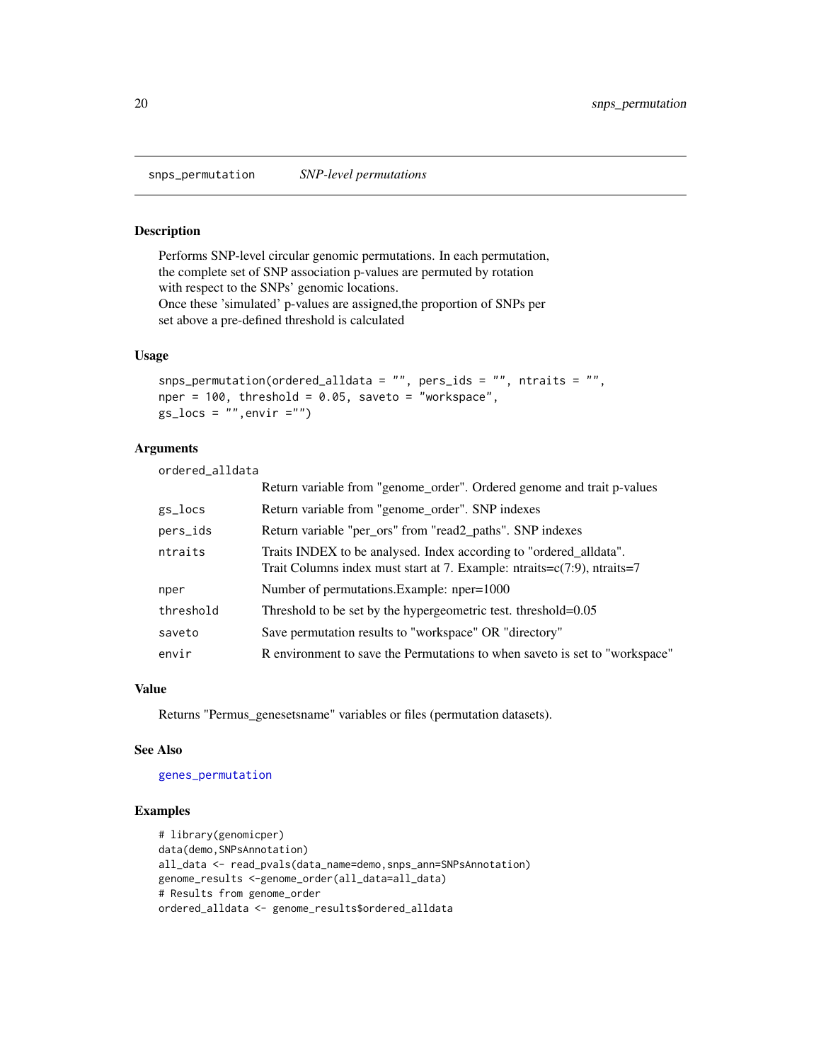snps_permutation *SNP-level permutations*

## Description

Performs SNP-level circular genomic permutations. In each permutation, the complete set of SNP association p-values are permuted by rotation with respect to the SNPs' genomic locations.
Once these 'simulated' p-values are assigned,the proportion of SNPs per set above a pre-defined threshold is calculated

## Usage

```
snps_permutation(ordered_alldata = "", pers_ids = "", ntraits = "",
nper = 100, threshold = 0.05, saveto = "workspace",
gs_locs = "",envir ="")
```

## Arguments

| | |
|---|---|
| ordered_alldata | Return variable from "genome_order". Ordered genome and trait p-values |
| gs_locs | Return variable from "genome_order". SNP indexes |
| pers_ids | Return variable "per_ors" from "read2_paths". SNP indexes |
| ntraits | Traits INDEX to be analysed. Index according to "ordered_alldata". Trait Columns index must start at 7. Example: ntraits=c(7:9), ntraits=7 |
| nper | Number of permutations.Example: nper=1000 |
| threshold | Threshold to be set by the hypergeometric test. threshold=0.05 |
| saveto | Save permutation results to "workspace" OR "directory" |
| envir | R environment to save the Permutations to when saveto is set to "workspace" |

## Value

Returns "Permus_genesetsname" variables or files (permutation datasets).

## See Also

genes_permutation

## Examples

```
# library(genomicper)
data(demo,SNPsAnnotation)
all_data <- read_pvals(data_name=demo,snps_ann=SNPsAnnotation)
genome_results <-genome_order(all_data=all_data)
# Results from genome_order
ordered_alldata <- genome_results$ordered_alldata
```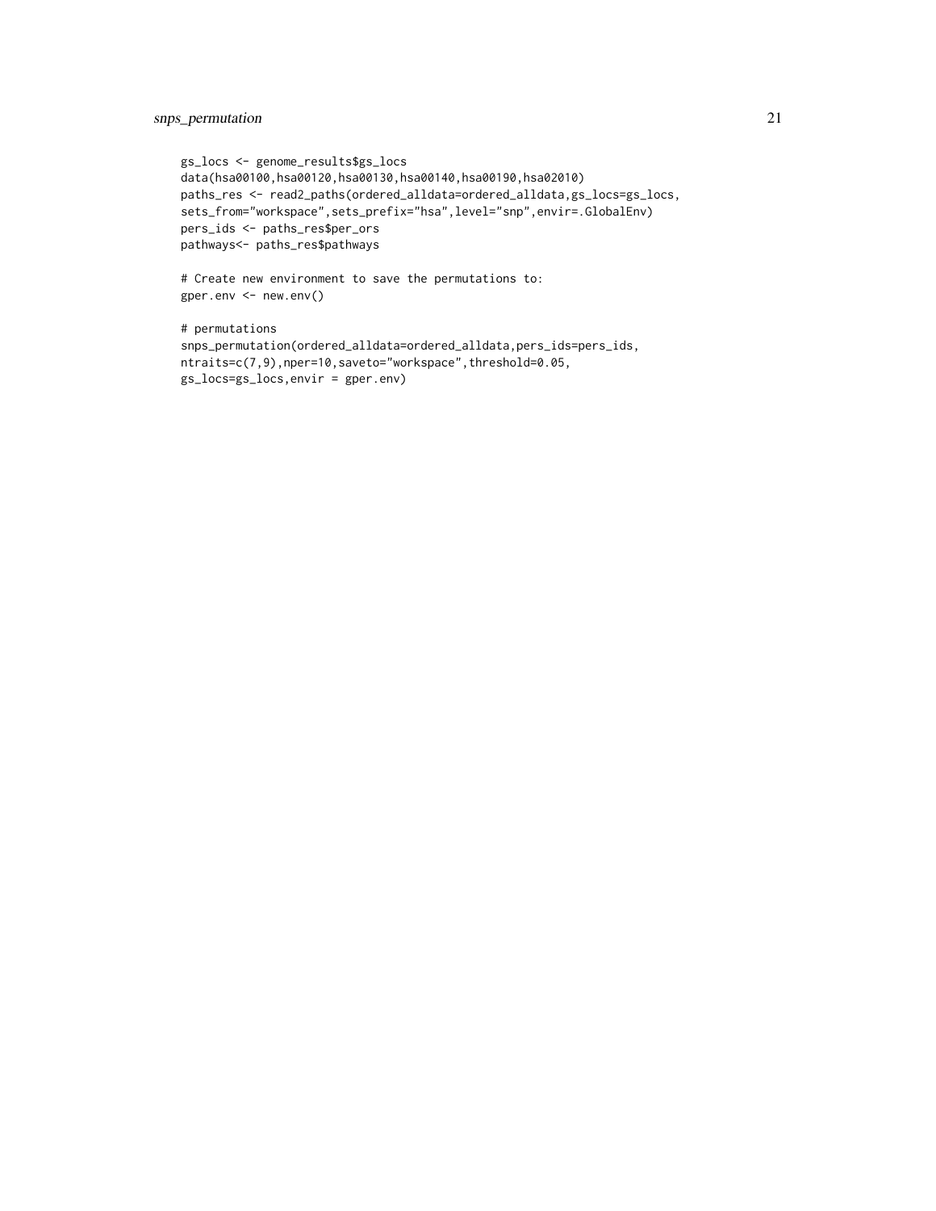```
gs_locs <- genome_results$gs_locs
data(hsa00100,hsa00120,hsa00130,hsa00140,hsa00190,hsa02010)
paths_res <- read2_paths(ordered_alldata=ordered_alldata,gs_locs=gs_locs,
sets_from="workspace",sets_prefix="hsa",level="snp",envir=.GlobalEnv)
pers_ids <- paths_res$per_ors
pathways<- paths_res$pathways

# Create new environment to save the permutations to:
gper.env <- new.env()

# permutations
snps_permutation(ordered_alldata=ordered_alldata,pers_ids=pers_ids,
ntraits=c(7,9),nper=10,saveto="workspace",threshold=0.05,
gs_locs=gs_locs,envir = gper.env)
```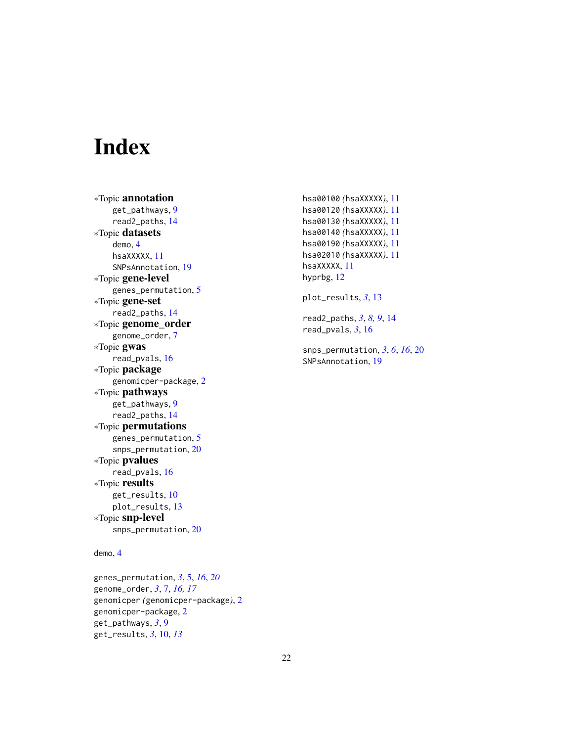# Index

*Topic **annotation**
  get_pathways, 9
  read2_paths, 14
*Topic **datasets**
  demo, 4
  hsaXXXXX, 11
  SNPsAnnotation, 19
*Topic **gene-level**
  genes_permutation, 5
*Topic **gene-set**
  read2_paths, 14
*Topic **genome_order**
  genome_order, 7
*Topic **gwas**
  read_pvals, 16
*Topic **package**
  genomicper-package, 2
*Topic **pathways**
  get_pathways, 9
  read2_paths, 14
*Topic **permutations**
  genes_permutation, 5
  snps_permutation, 20
*Topic **pvalues**
  read_pvals, 16
*Topic **results**
  get_results, 10
  plot_results, 13
*Topic **snp-level**
  snps_permutation, 20

demo, 4

genes_permutation, *3*, 5, *16*, *20*
genome_order, *3*, 7, *16, 17*
genomicper *(genomicper-package)*, 2
genomicper-package, 2
get_pathways, *3*, 9
get_results, *3*, 10, *13*

hsa00100 *(hsaXXXXX)*, 11
hsa00120 *(hsaXXXXX)*, 11
hsa00130 *(hsaXXXXX)*, 11
hsa00140 *(hsaXXXXX)*, 11
hsa00190 *(hsaXXXXX)*, 11
hsa02010 *(hsaXXXXX)*, 11
hsaXXXXX, 11
hyprbg, 12

plot_results, *3*, 13

read2_paths, *3*, *8, 9*, 14
read_pvals, *3*, 16

snps_permutation, *3*, *6*, *16*, 20
SNPsAnnotation, 19